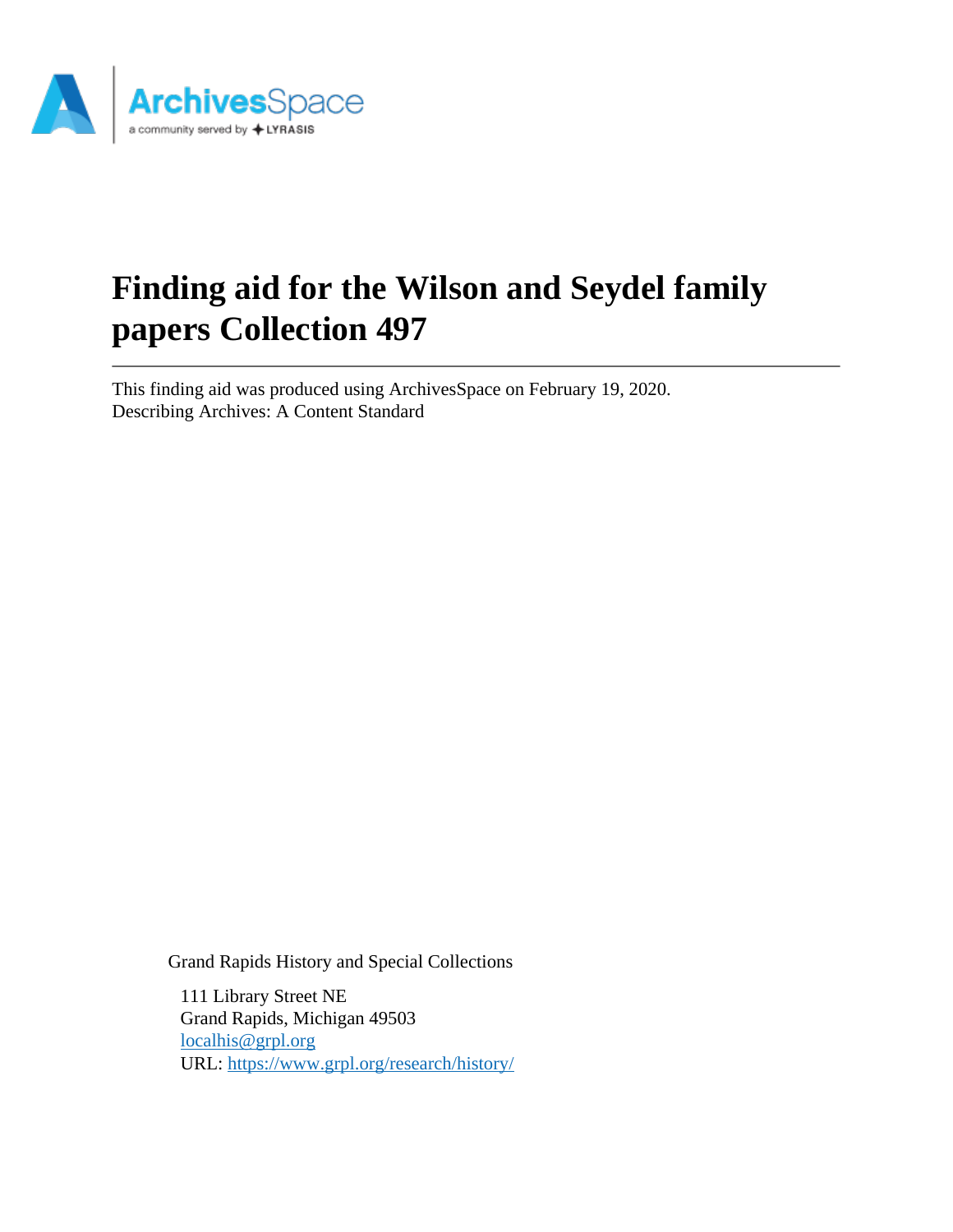# Finding aid for the Wilson and Seydel family papers Collection 497

This finding aid was produced using ArchivesSpace on February 19, 2020.
Describing Archives: A Content Standard

Grand Rapids History and Special Collections

111 Library Street NE
Grand Rapids, Michigan 49503
[localhis@grpl.org](mailto:localhis@grpl.org)
URL: [https://www.grpl.org/research/history/](https://www.grpl.org/research/history/)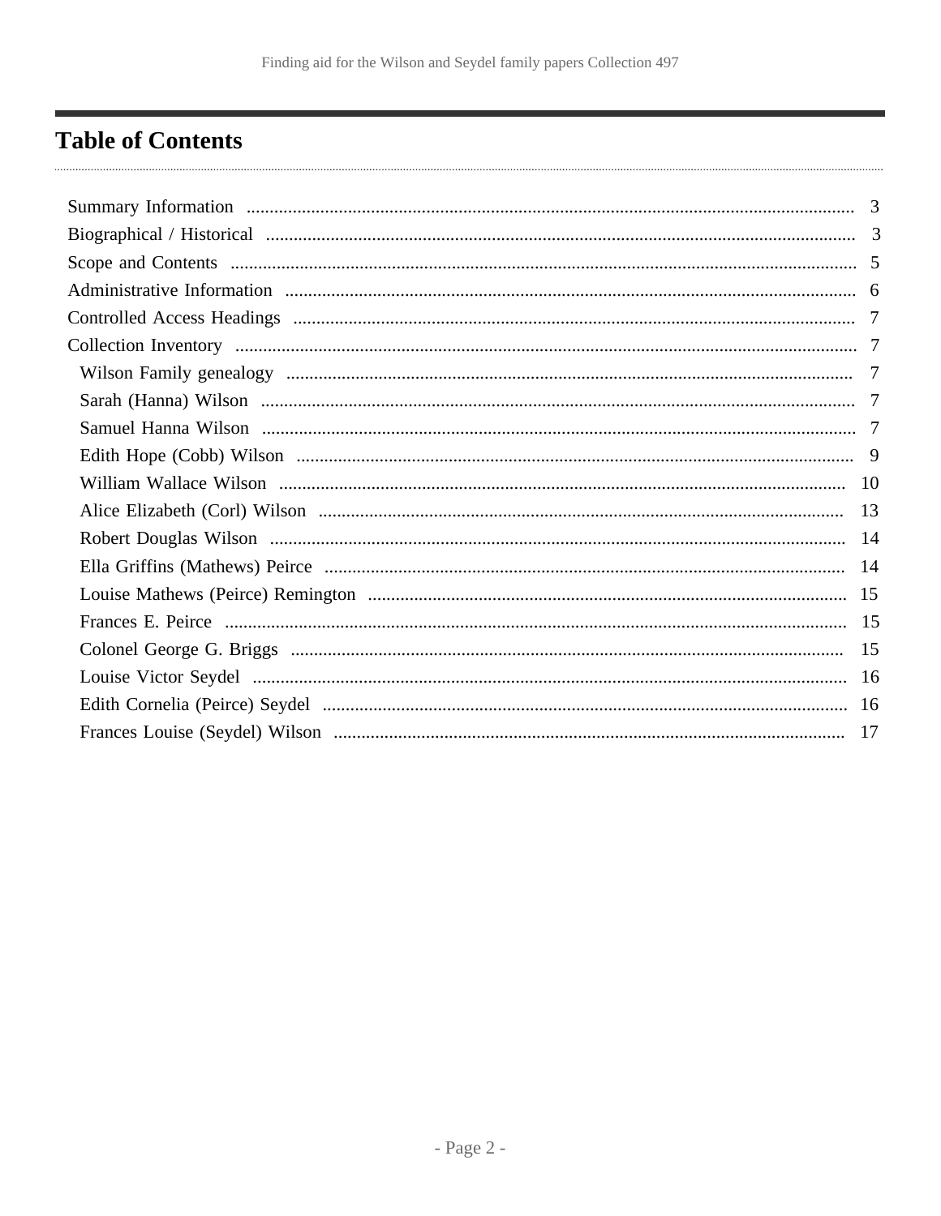# Table of Contents

- Summary Information ... 3
- Biographical / Historical ... 3
- Scope and Contents ... 5
- Administrative Information ... 6
- Controlled Access Headings ... 7
- Collection Inventory ... 7
  - Wilson Family genealogy ... 7
  - Sarah (Hanna) Wilson ... 7
  - Samuel Hanna Wilson ... 7
  - Edith Hope (Cobb) Wilson ... 9
  - William Wallace Wilson ... 10
  - Alice Elizabeth (Corl) Wilson ... 13
  - Robert Douglas Wilson ... 14
  - Ella Griffins (Mathews) Peirce ... 14
  - Louise Mathews (Peirce) Remington ... 15
  - Frances E. Peirce ... 15
  - Colonel George G. Briggs ... 15
  - Louise Victor Seydel ... 16
  - Edith Cornelia (Peirce) Seydel ... 16
  - Frances Louise (Seydel) Wilson ... 17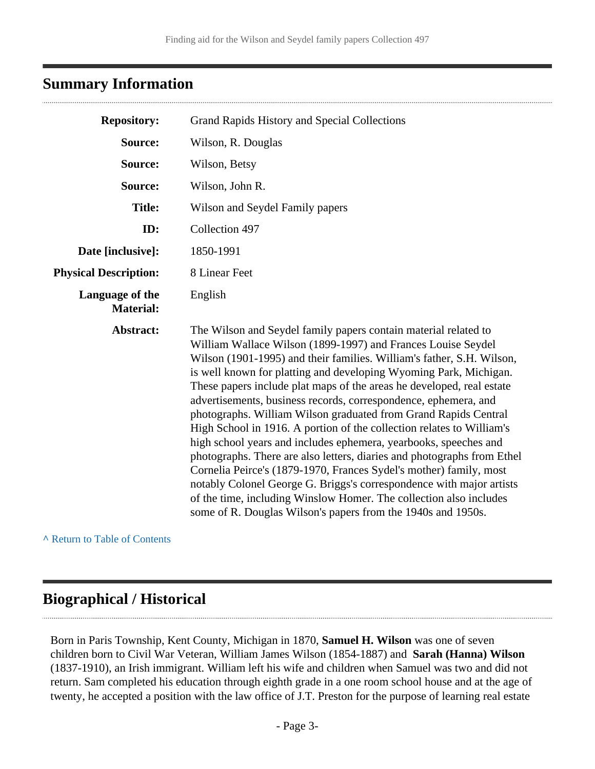## Summary Information

| | |
|---|---|
| **Repository:** | Grand Rapids History and Special Collections |
| **Source:** | Wilson, R. Douglas |
| **Source:** | Wilson, Betsy |
| **Source:** | Wilson, John R. |
| **Title:** | Wilson and Seydel Family papers |
| **ID:** | Collection 497 |
| **Date [inclusive]:** | 1850-1991 |
| **Physical Description:** | 8 Linear Feet |
| **Language of the Material:** | English |
| **Abstract:** | The Wilson and Seydel family papers contain material related to William Wallace Wilson (1899-1997) and Frances Louise Seydel Wilson (1901-1995) and their families. William's father, S.H. Wilson, is well known for platting and developing Wyoming Park, Michigan. These papers include plat maps of the areas he developed, real estate advertisements, business records, correspondence, ephemera, and photographs. William Wilson graduated from Grand Rapids Central High School in 1916. A portion of the collection relates to William's high school years and includes ephemera, yearbooks, speeches and photographs. There are also letters, diaries and photographs from Ethel Cornelia Peirce's (1879-1970, Frances Sydel's mother) family, most notably Colonel George G. Briggs's correspondence with major artists of the time, including Winslow Homer. The collection also includes some of R. Douglas Wilson's papers from the 1940s and 1950s. |

^ Return to Table of Contents

## Biographical / Historical

Born in Paris Township, Kent County, Michigan in 1870, **Samuel H. Wilson** was one of seven children born to Civil War Veteran, William James Wilson (1854-1887) and **Sarah (Hanna) Wilson** (1837-1910), an Irish immigrant. William left his wife and children when Samuel was two and did not return. Sam completed his education through eighth grade in a one room school house and at the age of twenty, he accepted a position with the law office of J.T. Preston for the purpose of learning real estate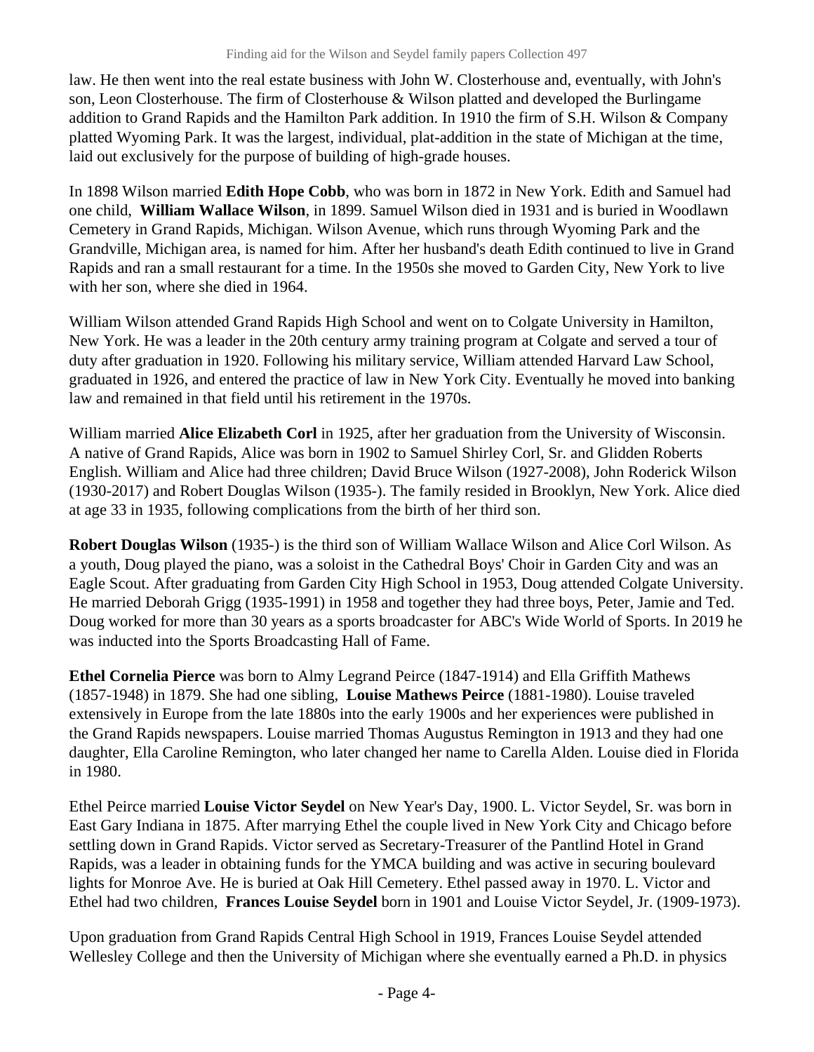law. He then went into the real estate business with John W. Closterhouse and, eventually, with John's son, Leon Closterhouse. The firm of Closterhouse & Wilson platted and developed the Burlingame addition to Grand Rapids and the Hamilton Park addition. In 1910 the firm of S.H. Wilson & Company platted Wyoming Park. It was the largest, individual, plat-addition in the state of Michigan at the time, laid out exclusively for the purpose of building of high-grade houses.

In 1898 Wilson married **Edith Hope Cobb**, who was born in 1872 in New York. Edith and Samuel had one child, **William Wallace Wilson**, in 1899. Samuel Wilson died in 1931 and is buried in Woodlawn Cemetery in Grand Rapids, Michigan. Wilson Avenue, which runs through Wyoming Park and the Grandville, Michigan area, is named for him. After her husband's death Edith continued to live in Grand Rapids and ran a small restaurant for a time. In the 1950s she moved to Garden City, New York to live with her son, where she died in 1964.

William Wilson attended Grand Rapids High School and went on to Colgate University in Hamilton, New York. He was a leader in the 20th century army training program at Colgate and served a tour of duty after graduation in 1920. Following his military service, William attended Harvard Law School, graduated in 1926, and entered the practice of law in New York City. Eventually he moved into banking law and remained in that field until his retirement in the 1970s.

William married **Alice Elizabeth Corl** in 1925, after her graduation from the University of Wisconsin. A native of Grand Rapids, Alice was born in 1902 to Samuel Shirley Corl, Sr. and Glidden Roberts English. William and Alice had three children; David Bruce Wilson (1927-2008), John Roderick Wilson (1930-2017) and Robert Douglas Wilson (1935-). The family resided in Brooklyn, New York. Alice died at age 33 in 1935, following complications from the birth of her third son.

**Robert Douglas Wilson** (1935-) is the third son of William Wallace Wilson and Alice Corl Wilson. As a youth, Doug played the piano, was a soloist in the Cathedral Boys' Choir in Garden City and was an Eagle Scout. After graduating from Garden City High School in 1953, Doug attended Colgate University. He married Deborah Grigg (1935-1991) in 1958 and together they had three boys, Peter, Jamie and Ted. Doug worked for more than 30 years as a sports broadcaster for ABC's Wide World of Sports. In 2019 he was inducted into the Sports Broadcasting Hall of Fame.

**Ethel Cornelia Pierce** was born to Almy Legrand Peirce (1847-1914) and Ella Griffith Mathews (1857-1948) in 1879. She had one sibling, **Louise Mathews Peirce** (1881-1980). Louise traveled extensively in Europe from the late 1880s into the early 1900s and her experiences were published in the Grand Rapids newspapers. Louise married Thomas Augustus Remington in 1913 and they had one daughter, Ella Caroline Remington, who later changed her name to Carella Alden. Louise died in Florida in 1980.

Ethel Peirce married **Louise Victor Seydel** on New Year's Day, 1900. L. Victor Seydel, Sr. was born in East Gary Indiana in 1875. After marrying Ethel the couple lived in New York City and Chicago before settling down in Grand Rapids. Victor served as Secretary-Treasurer of the Pantlind Hotel in Grand Rapids, was a leader in obtaining funds for the YMCA building and was active in securing boulevard lights for Monroe Ave. He is buried at Oak Hill Cemetery. Ethel passed away in 1970. L. Victor and Ethel had two children, **Frances Louise Seydel** born in 1901 and Louise Victor Seydel, Jr. (1909-1973).

Upon graduation from Grand Rapids Central High School in 1919, Frances Louise Seydel attended Wellesley College and then the University of Michigan where she eventually earned a Ph.D. in physics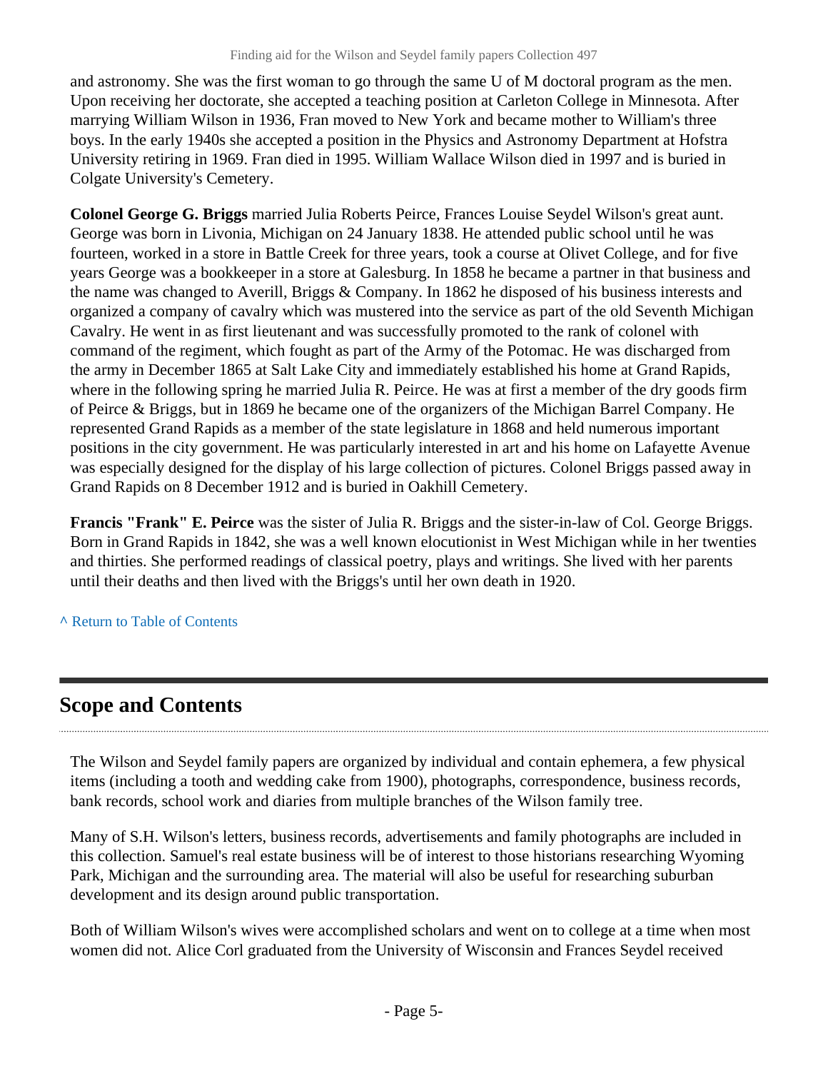and astronomy. She was the first woman to go through the same U of M doctoral program as the men. Upon receiving her doctorate, she accepted a teaching position at Carleton College in Minnesota. After marrying William Wilson in 1936, Fran moved to New York and became mother to William's three boys. In the early 1940s she accepted a position in the Physics and Astronomy Department at Hofstra University retiring in 1969. Fran died in 1995. William Wallace Wilson died in 1997 and is buried in Colgate University's Cemetery.

**Colonel George G. Briggs** married Julia Roberts Peirce, Frances Louise Seydel Wilson's great aunt. George was born in Livonia, Michigan on 24 January 1838. He attended public school until he was fourteen, worked in a store in Battle Creek for three years, took a course at Olivet College, and for five years George was a bookkeeper in a store at Galesburg. In 1858 he became a partner in that business and the name was changed to Averill, Briggs & Company. In 1862 he disposed of his business interests and organized a company of cavalry which was mustered into the service as part of the old Seventh Michigan Cavalry. He went in as first lieutenant and was successfully promoted to the rank of colonel with command of the regiment, which fought as part of the Army of the Potomac. He was discharged from the army in December 1865 at Salt Lake City and immediately established his home at Grand Rapids, where in the following spring he married Julia R. Peirce. He was at first a member of the dry goods firm of Peirce & Briggs, but in 1869 he became one of the organizers of the Michigan Barrel Company. He represented Grand Rapids as a member of the state legislature in 1868 and held numerous important positions in the city government. He was particularly interested in art and his home on Lafayette Avenue was especially designed for the display of his large collection of pictures. Colonel Briggs passed away in Grand Rapids on 8 December 1912 and is buried in Oakhill Cemetery.

**Francis "Frank" E. Peirce** was the sister of Julia R. Briggs and the sister-in-law of Col. George Briggs. Born in Grand Rapids in 1842, she was a well known elocutionist in West Michigan while in her twenties and thirties. She performed readings of classical poetry, plays and writings. She lived with her parents until their deaths and then lived with the Briggs's until her own death in 1920.

^ Return to Table of Contents

## Scope and Contents

The Wilson and Seydel family papers are organized by individual and contain ephemera, a few physical items (including a tooth and wedding cake from 1900), photographs, correspondence, business records, bank records, school work and diaries from multiple branches of the Wilson family tree.

Many of S.H. Wilson's letters, business records, advertisements and family photographs are included in this collection. Samuel's real estate business will be of interest to those historians researching Wyoming Park, Michigan and the surrounding area. The material will also be useful for researching suburban development and its design around public transportation.

Both of William Wilson's wives were accomplished scholars and went on to college at a time when most women did not. Alice Corl graduated from the University of Wisconsin and Frances Seydel received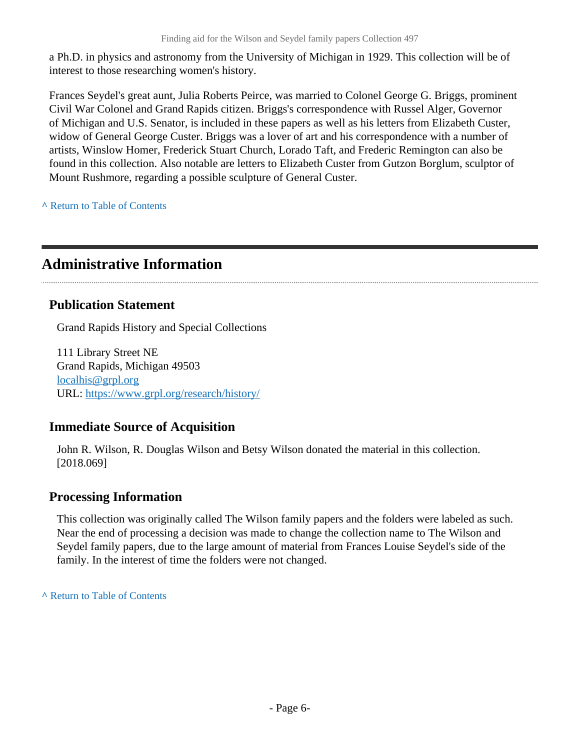a Ph.D. in physics and astronomy from the University of Michigan in 1929. This collection will be of interest to those researching women's history.

Frances Seydel's great aunt, Julia Roberts Peirce, was married to Colonel George G. Briggs, prominent Civil War Colonel and Grand Rapids citizen. Briggs's correspondence with Russel Alger, Governor of Michigan and U.S. Senator, is included in these papers as well as his letters from Elizabeth Custer, widow of General George Custer. Briggs was a lover of art and his correspondence with a number of artists, Winslow Homer, Frederick Stuart Church, Lorado Taft, and Frederic Remington can also be found in this collection. Also notable are letters to Elizabeth Custer from Gutzon Borglum, sculptor of Mount Rushmore, regarding a possible sculpture of General Custer.

^ Return to Table of Contents

## Administrative Information

### Publication Statement

Grand Rapids History and Special Collections

111 Library Street NE
Grand Rapids, Michigan 49503
localhis@grpl.org
URL: https://www.grpl.org/research/history/

### Immediate Source of Acquisition

John R. Wilson, R. Douglas Wilson and Betsy Wilson donated the material in this collection. [2018.069]

### Processing Information

This collection was originally called The Wilson family papers and the folders were labeled as such. Near the end of processing a decision was made to change the collection name to The Wilson and Seydel family papers, due to the large amount of material from Frances Louise Seydel's side of the family. In the interest of time the folders were not changed.

^ Return to Table of Contents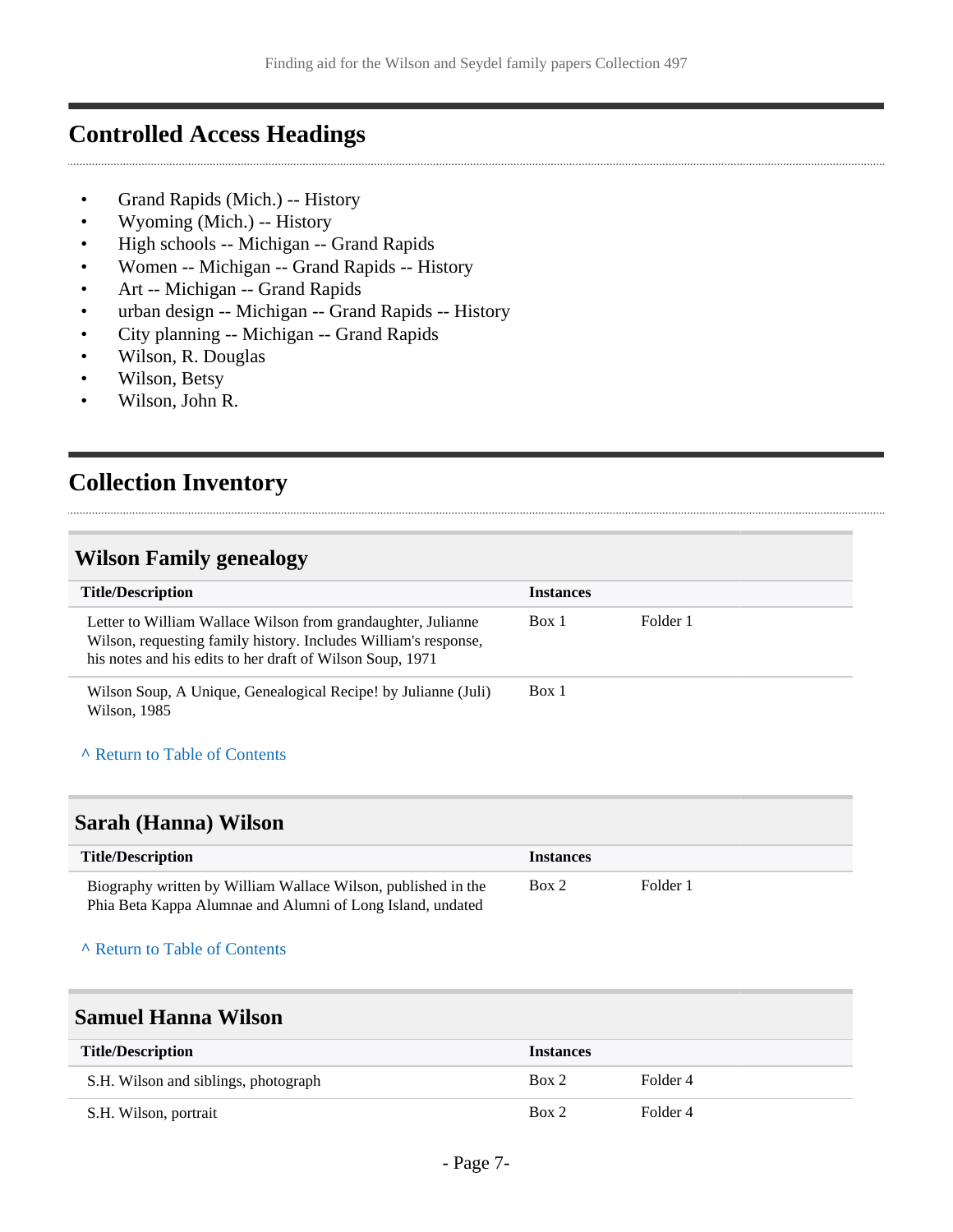## Controlled Access Headings

- Grand Rapids (Mich.) -- History
- Wyoming (Mich.) -- History
- High schools -- Michigan -- Grand Rapids
- Women -- Michigan -- Grand Rapids -- History
- Art -- Michigan -- Grand Rapids
- urban design -- Michigan -- Grand Rapids -- History
- City planning -- Michigan -- Grand Rapids
- Wilson, R. Douglas
- Wilson, Betsy
- Wilson, John R.

## Collection Inventory

### Wilson Family genealogy

| Title/Description | Instances | |
|---|---|---|
| Letter to William Wallace Wilson from grandaughter, Julianne Wilson, requesting family history. Includes William's response, his notes and his edits to her draft of Wilson Soup, 1971 | Box 1 | Folder 1 |
| Wilson Soup, A Unique, Genealogical Recipe! by Julianne (Juli) Wilson, 1985 | Box 1 | |

^ Return to Table of Contents

### Sarah (Hanna) Wilson

| Title/Description | Instances | |
|---|---|---|
| Biography written by William Wallace Wilson, published in the Phia Beta Kappa Alumnae and Alumni of Long Island, undated | Box 2 | Folder 1 |

^ Return to Table of Contents

### Samuel Hanna Wilson

| Title/Description | Instances | |
|---|---|---|
| S.H. Wilson and siblings, photograph | Box 2 | Folder 4 |
| S.H. Wilson, portrait | Box 2 | Folder 4 |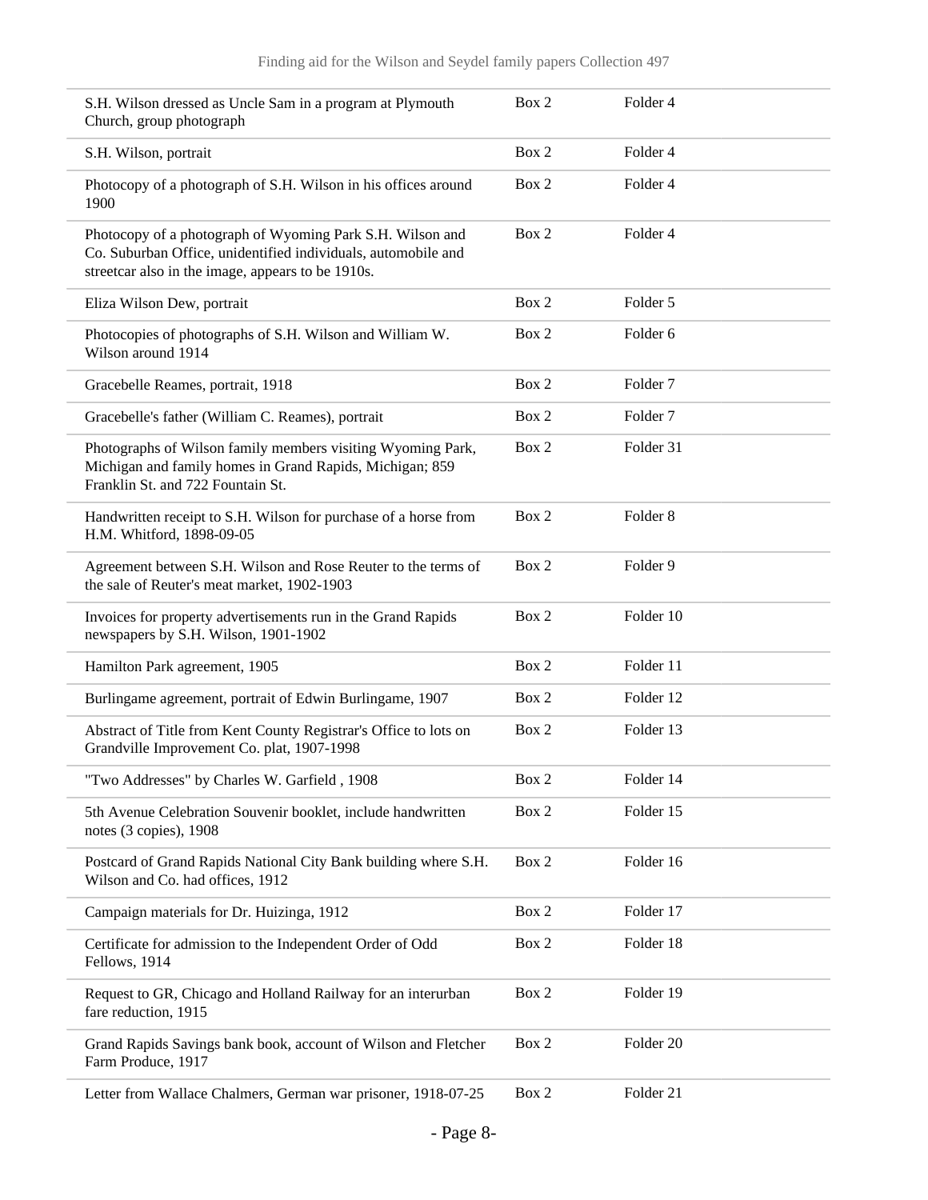| | | |
|---|---|---|
| S.H. Wilson dressed as Uncle Sam in a program at Plymouth Church, group photograph | Box 2 | Folder 4 |
| S.H. Wilson, portrait | Box 2 | Folder 4 |
| Photocopy of a photograph of S.H. Wilson in his offices around 1900 | Box 2 | Folder 4 |
| Photocopy of a photograph of Wyoming Park S.H. Wilson and Co. Suburban Office, unidentified individuals, automobile and streetcar also in the image, appears to be 1910s. | Box 2 | Folder 4 |
| Eliza Wilson Dew, portrait | Box 2 | Folder 5 |
| Photocopies of photographs of S.H. Wilson and William W. Wilson around 1914 | Box 2 | Folder 6 |
| Gracebelle Reames, portrait, 1918 | Box 2 | Folder 7 |
| Gracebelle's father (William C. Reames), portrait | Box 2 | Folder 7 |
| Photographs of Wilson family members visiting Wyoming Park, Michigan and family homes in Grand Rapids, Michigan; 859 Franklin St. and 722 Fountain St. | Box 2 | Folder 31 |
| Handwritten receipt to S.H. Wilson for purchase of a horse from H.M. Whitford, 1898-09-05 | Box 2 | Folder 8 |
| Agreement between S.H. Wilson and Rose Reuter to the terms of the sale of Reuter's meat market, 1902-1903 | Box 2 | Folder 9 |
| Invoices for property advertisements run in the Grand Rapids newspapers by S.H. Wilson, 1901-1902 | Box 2 | Folder 10 |
| Hamilton Park agreement, 1905 | Box 2 | Folder 11 |
| Burlingame agreement, portrait of Edwin Burlingame, 1907 | Box 2 | Folder 12 |
| Abstract of Title from Kent County Registrar's Office to lots on Grandville Improvement Co. plat, 1907-1998 | Box 2 | Folder 13 |
| "Two Addresses" by Charles W. Garfield , 1908 | Box 2 | Folder 14 |
| 5th Avenue Celebration Souvenir booklet, include handwritten notes (3 copies), 1908 | Box 2 | Folder 15 |
| Postcard of Grand Rapids National City Bank building where S.H. Wilson and Co. had offices, 1912 | Box 2 | Folder 16 |
| Campaign materials for Dr. Huizinga, 1912 | Box 2 | Folder 17 |
| Certificate for admission to the Independent Order of Odd Fellows, 1914 | Box 2 | Folder 18 |
| Request to GR, Chicago and Holland Railway for an interurban fare reduction, 1915 | Box 2 | Folder 19 |
| Grand Rapids Savings bank book, account of Wilson and Fletcher Farm Produce, 1917 | Box 2 | Folder 20 |
| Letter from Wallace Chalmers, German war prisoner, 1918-07-25 | Box 2 | Folder 21 |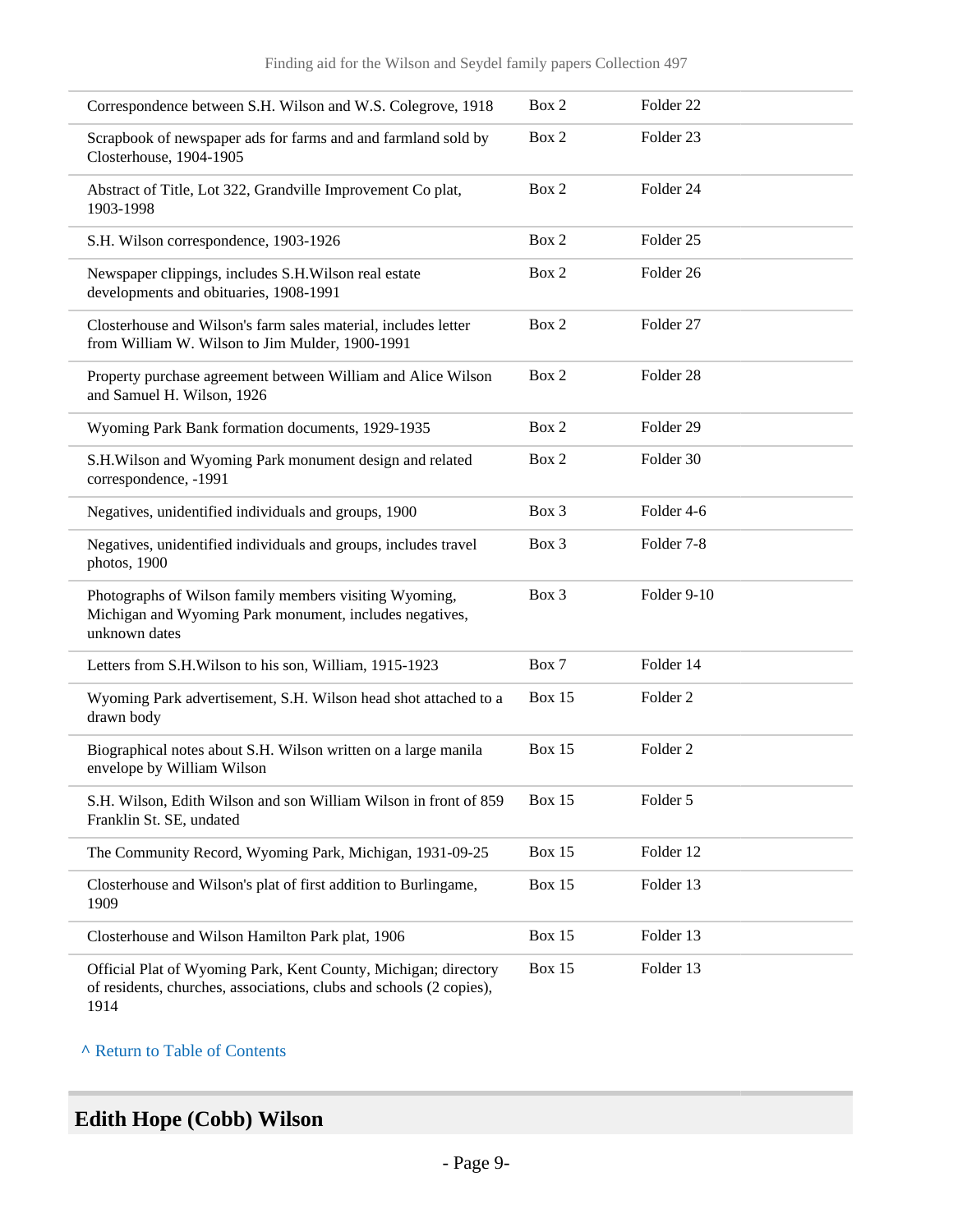| | | |
|---|---|---|
| Correspondence between S.H. Wilson and W.S. Colegrove, 1918 | Box 2 | Folder 22 |
| Scrapbook of newspaper ads for farms and and farmland sold by Closterhouse, 1904-1905 | Box 2 | Folder 23 |
| Abstract of Title, Lot 322, Grandville Improvement Co plat, 1903-1998 | Box 2 | Folder 24 |
| S.H. Wilson correspondence, 1903-1926 | Box 2 | Folder 25 |
| Newspaper clippings, includes S.H.Wilson real estate developments and obituaries, 1908-1991 | Box 2 | Folder 26 |
| Closterhouse and Wilson's farm sales material, includes letter from William W. Wilson to Jim Mulder, 1900-1991 | Box 2 | Folder 27 |
| Property purchase agreement between William and Alice Wilson and Samuel H. Wilson, 1926 | Box 2 | Folder 28 |
| Wyoming Park Bank formation documents, 1929-1935 | Box 2 | Folder 29 |
| S.H.Wilson and Wyoming Park monument design and related correspondence, -1991 | Box 2 | Folder 30 |
| Negatives, unidentified individuals and groups, 1900 | Box 3 | Folder 4-6 |
| Negatives, unidentified individuals and groups, includes travel photos, 1900 | Box 3 | Folder 7-8 |
| Photographs of Wilson family members visiting Wyoming, Michigan and Wyoming Park monument, includes negatives, unknown dates | Box 3 | Folder 9-10 |
| Letters from S.H.Wilson to his son, William, 1915-1923 | Box 7 | Folder 14 |
| Wyoming Park advertisement, S.H. Wilson head shot attached to a drawn body | Box 15 | Folder 2 |
| Biographical notes about S.H. Wilson written on a large manila envelope by William Wilson | Box 15 | Folder 2 |
| S.H. Wilson, Edith Wilson and son William Wilson in front of 859 Franklin St. SE, undated | Box 15 | Folder 5 |
| The Community Record, Wyoming Park, Michigan, 1931-09-25 | Box 15 | Folder 12 |
| Closterhouse and Wilson's plat of first addition to Burlingame, 1909 | Box 15 | Folder 13 |
| Closterhouse and Wilson Hamilton Park plat, 1906 | Box 15 | Folder 13 |
| Official Plat of Wyoming Park, Kent County, Michigan; directory of residents, churches, associations, clubs and schools (2 copies), 1914 | Box 15 | Folder 13 |

^ Return to Table of Contents

## Edith Hope (Cobb) Wilson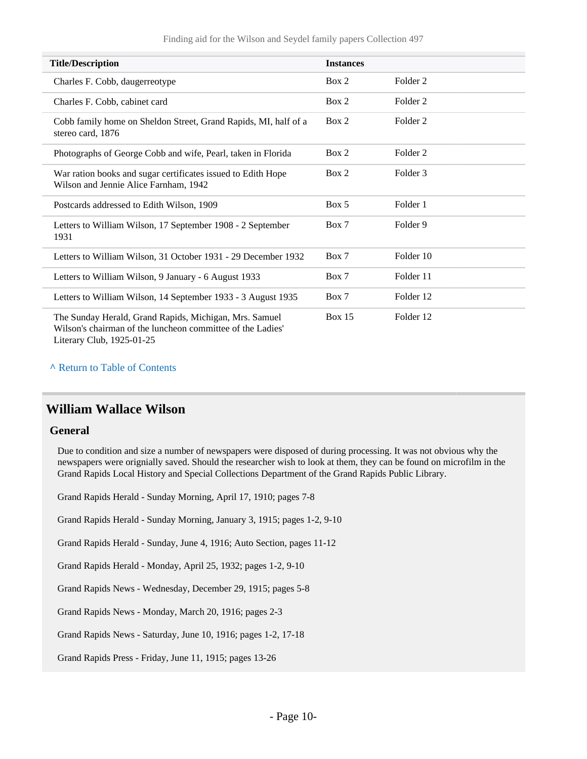| Title/Description | Instances | |
|---|---|---|
| Charles F. Cobb, daugerreotype | Box 2 | Folder 2 |
| Charles F. Cobb, cabinet card | Box 2 | Folder 2 |
| Cobb family home on Sheldon Street, Grand Rapids, MI, half of a stereo card, 1876 | Box 2 | Folder 2 |
| Photographs of George Cobb and wife, Pearl, taken in Florida | Box 2 | Folder 2 |
| War ration books and sugar certificates issued to Edith Hope Wilson and Jennie Alice Farnham, 1942 | Box 2 | Folder 3 |
| Postcards addressed to Edith Wilson, 1909 | Box 5 | Folder 1 |
| Letters to William Wilson, 17 September 1908 - 2 September 1931 | Box 7 | Folder 9 |
| Letters to William Wilson, 31 October 1931 - 29 December 1932 | Box 7 | Folder 10 |
| Letters to William Wilson, 9 January - 6 August 1933 | Box 7 | Folder 11 |
| Letters to William Wilson, 14 September 1933 - 3 August 1935 | Box 7 | Folder 12 |
| The Sunday Herald, Grand Rapids, Michigan, Mrs. Samuel Wilson's chairman of the luncheon committee of the Ladies' Literary Club, 1925-01-25 | Box 15 | Folder 12 |

^ Return to Table of Contents

## William Wallace Wilson

### General

Due to condition and size a number of newspapers were disposed of during processing. It was not obvious why the newspapers were orignially saved. Should the researcher wish to look at them, they can be found on microfilm in the Grand Rapids Local History and Special Collections Department of the Grand Rapids Public Library.

Grand Rapids Herald - Sunday Morning, April 17, 1910; pages 7-8

Grand Rapids Herald - Sunday Morning, January 3, 1915; pages 1-2, 9-10

Grand Rapids Herald - Sunday, June 4, 1916; Auto Section, pages 11-12

Grand Rapids Herald - Monday, April 25, 1932; pages 1-2, 9-10

Grand Rapids News - Wednesday, December 29, 1915; pages 5-8

Grand Rapids News - Monday, March 20, 1916; pages 2-3

Grand Rapids News - Saturday, June 10, 1916; pages 1-2, 17-18

Grand Rapids Press - Friday, June 11, 1915; pages 13-26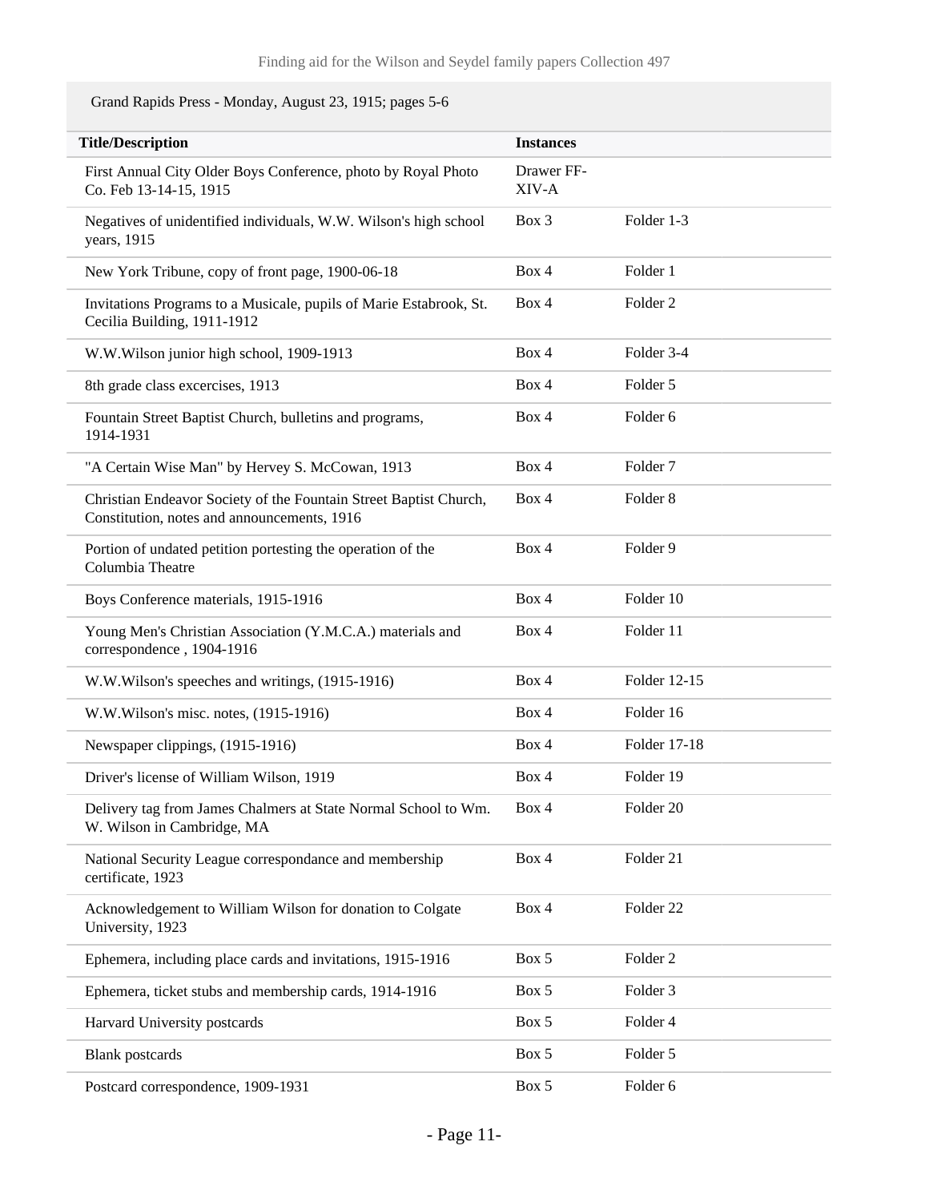Grand Rapids Press - Monday, August 23, 1915; pages 5-6

| Title/Description | Instances | |
|---|---|---|
| First Annual City Older Boys Conference, photo by Royal Photo Co. Feb 13-14-15, 1915 | Drawer FF-XIV-A | |
| Negatives of unidentified individuals, W.W. Wilson's high school years, 1915 | Box 3 | Folder 1-3 |
| New York Tribune, copy of front page, 1900-06-18 | Box 4 | Folder 1 |
| Invitations Programs to a Musicale, pupils of Marie Estabrook, St. Cecilia Building, 1911-1912 | Box 4 | Folder 2 |
| W.W.Wilson junior high school, 1909-1913 | Box 4 | Folder 3-4 |
| 8th grade class excercises, 1913 | Box 4 | Folder 5 |
| Fountain Street Baptist Church, bulletins and programs, 1914-1931 | Box 4 | Folder 6 |
| "A Certain Wise Man" by Hervey S. McCowan, 1913 | Box 4 | Folder 7 |
| Christian Endeavor Society of the Fountain Street Baptist Church, Constitution, notes and announcements, 1916 | Box 4 | Folder 8 |
| Portion of undated petition portesting the operation of the Columbia Theatre | Box 4 | Folder 9 |
| Boys Conference materials, 1915-1916 | Box 4 | Folder 10 |
| Young Men's Christian Association (Y.M.C.A.) materials and correspondence , 1904-1916 | Box 4 | Folder 11 |
| W.W.Wilson's speeches and writings, (1915-1916) | Box 4 | Folder 12-15 |
| W.W.Wilson's misc. notes, (1915-1916) | Box 4 | Folder 16 |
| Newspaper clippings, (1915-1916) | Box 4 | Folder 17-18 |
| Driver's license of William Wilson, 1919 | Box 4 | Folder 19 |
| Delivery tag from James Chalmers at State Normal School to Wm. W. Wilson in Cambridge, MA | Box 4 | Folder 20 |
| National Security League correspondance and membership certificate, 1923 | Box 4 | Folder 21 |
| Acknowledgement to William Wilson for donation to Colgate University, 1923 | Box 4 | Folder 22 |
| Ephemera, including place cards and invitations, 1915-1916 | Box 5 | Folder 2 |
| Ephemera, ticket stubs and membership cards, 1914-1916 | Box 5 | Folder 3 |
| Harvard University postcards | Box 5 | Folder 4 |
| Blank postcards | Box 5 | Folder 5 |
| Postcard correspondence, 1909-1931 | Box 5 | Folder 6 |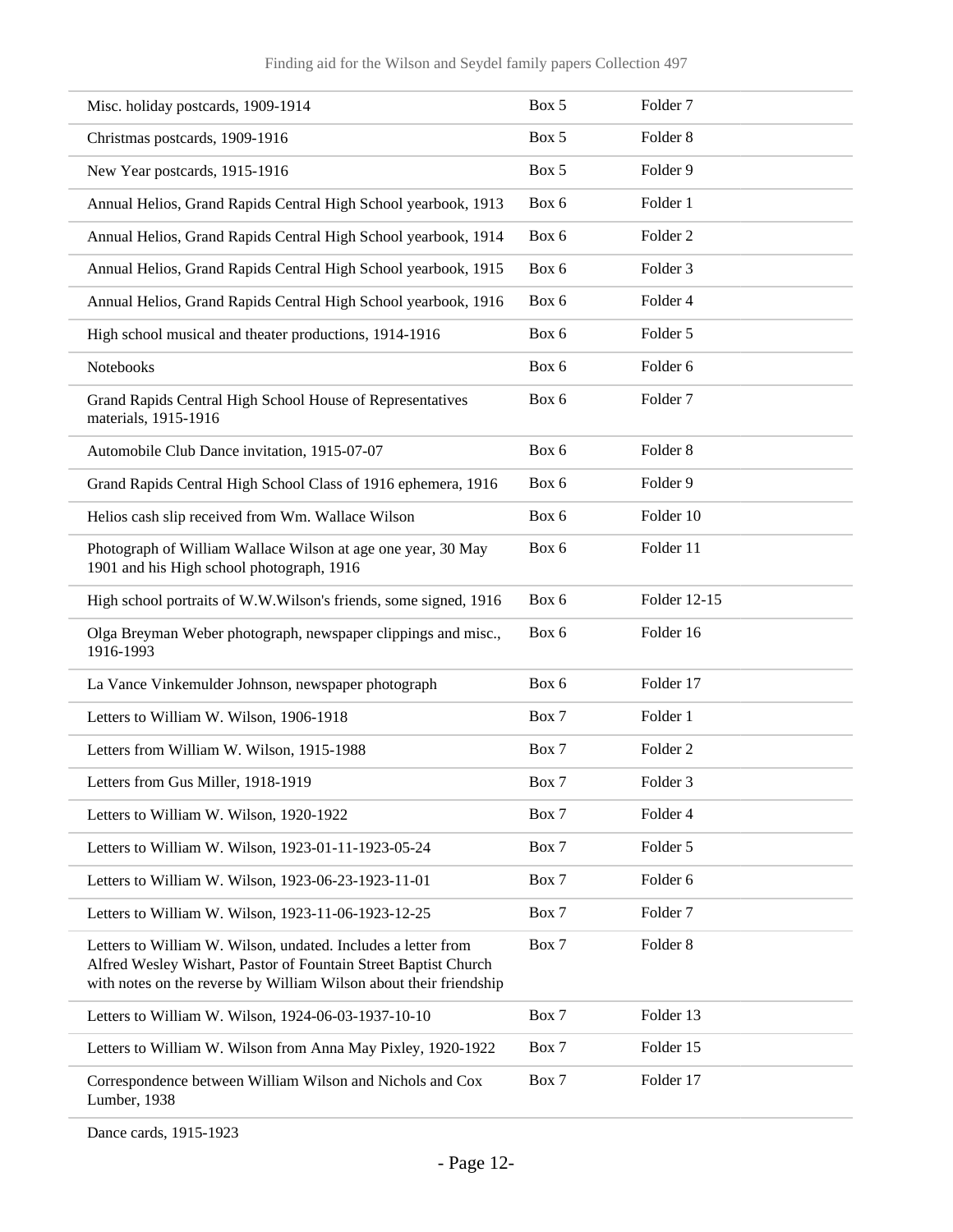| | | |
|---|---|---|
| Misc. holiday postcards, 1909-1914 | Box 5 | Folder 7 |
| Christmas postcards, 1909-1916 | Box 5 | Folder 8 |
| New Year postcards, 1915-1916 | Box 5 | Folder 9 |
| Annual Helios, Grand Rapids Central High School yearbook, 1913 | Box 6 | Folder 1 |
| Annual Helios, Grand Rapids Central High School yearbook, 1914 | Box 6 | Folder 2 |
| Annual Helios, Grand Rapids Central High School yearbook, 1915 | Box 6 | Folder 3 |
| Annual Helios, Grand Rapids Central High School yearbook, 1916 | Box 6 | Folder 4 |
| High school musical and theater productions, 1914-1916 | Box 6 | Folder 5 |
| Notebooks | Box 6 | Folder 6 |
| Grand Rapids Central High School House of Representatives materials, 1915-1916 | Box 6 | Folder 7 |
| Automobile Club Dance invitation, 1915-07-07 | Box 6 | Folder 8 |
| Grand Rapids Central High School Class of 1916 ephemera, 1916 | Box 6 | Folder 9 |
| Helios cash slip received from Wm. Wallace Wilson | Box 6 | Folder 10 |
| Photograph of William Wallace Wilson at age one year, 30 May 1901 and his High school photograph, 1916 | Box 6 | Folder 11 |
| High school portraits of W.W.Wilson's friends, some signed, 1916 | Box 6 | Folder 12-15 |
| Olga Breyman Weber photograph, newspaper clippings and misc., 1916-1993 | Box 6 | Folder 16 |
| La Vance Vinkemulder Johnson, newspaper photograph | Box 6 | Folder 17 |
| Letters to William W. Wilson, 1906-1918 | Box 7 | Folder 1 |
| Letters from William W. Wilson, 1915-1988 | Box 7 | Folder 2 |
| Letters from Gus Miller, 1918-1919 | Box 7 | Folder 3 |
| Letters to William W. Wilson, 1920-1922 | Box 7 | Folder 4 |
| Letters to William W. Wilson, 1923-01-11-1923-05-24 | Box 7 | Folder 5 |
| Letters to William W. Wilson, 1923-06-23-1923-11-01 | Box 7 | Folder 6 |
| Letters to William W. Wilson, 1923-11-06-1923-12-25 | Box 7 | Folder 7 |
| Letters to William W. Wilson, undated. Includes a letter from Alfred Wesley Wishart, Pastor of Fountain Street Baptist Church with notes on the reverse by William Wilson about their friendship | Box 7 | Folder 8 |
| Letters to William W. Wilson, 1924-06-03-1937-10-10 | Box 7 | Folder 13 |
| Letters to William W. Wilson from Anna May Pixley, 1920-1922 | Box 7 | Folder 15 |
| Correspondence between William Wilson and Nichols and Cox Lumber, 1938 | Box 7 | Folder 17 |

Dance cards, 1915-1923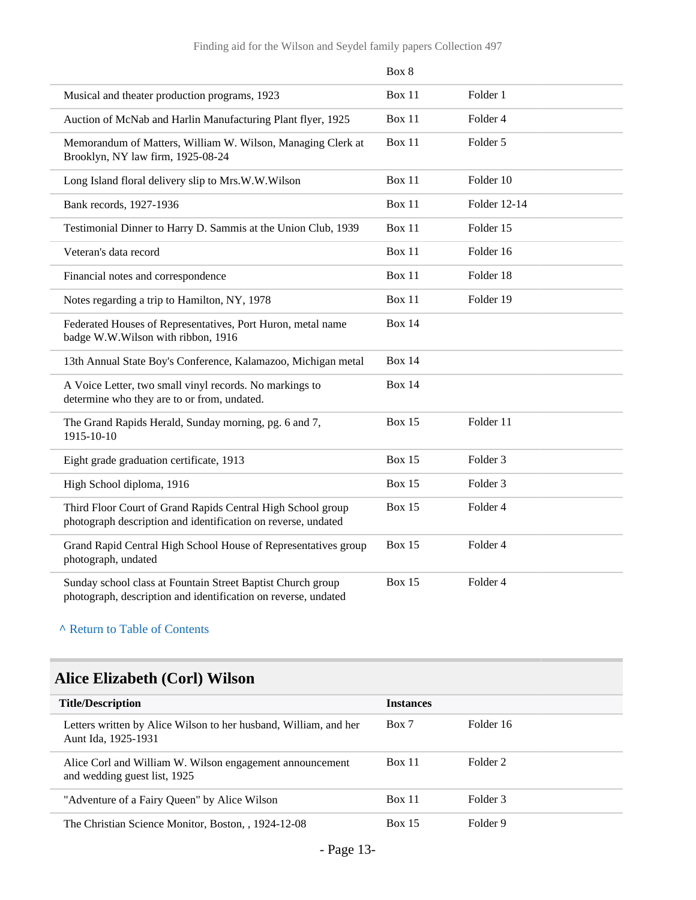| | Box 8 | |
|---|---|---|
| Musical and theater production programs, 1923 | Box 11 | Folder 1 |
| Auction of McNab and Harlin Manufacturing Plant flyer, 1925 | Box 11 | Folder 4 |
| Memorandum of Matters, William W. Wilson, Managing Clerk at Brooklyn, NY law firm, 1925-08-24 | Box 11 | Folder 5 |
| Long Island floral delivery slip to Mrs.W.W.Wilson | Box 11 | Folder 10 |
| Bank records, 1927-1936 | Box 11 | Folder 12-14 |
| Testimonial Dinner to Harry D. Sammis at the Union Club, 1939 | Box 11 | Folder 15 |
| Veteran's data record | Box 11 | Folder 16 |
| Financial notes and correspondence | Box 11 | Folder 18 |
| Notes regarding a trip to Hamilton, NY, 1978 | Box 11 | Folder 19 |
| Federated Houses of Representatives, Port Huron, metal name badge W.W.Wilson with ribbon, 1916 | Box 14 | |
| 13th Annual State Boy's Conference, Kalamazoo, Michigan metal | Box 14 | |
| A Voice Letter, two small vinyl records. No markings to determine who they are to or from, undated. | Box 14 | |
| The Grand Rapids Herald, Sunday morning, pg. 6 and 7, 1915-10-10 | Box 15 | Folder 11 |
| Eight grade graduation certificate, 1913 | Box 15 | Folder 3 |
| High School diploma, 1916 | Box 15 | Folder 3 |
| Third Floor Court of Grand Rapids Central High School group photograph description and identification on reverse, undated | Box 15 | Folder 4 |
| Grand Rapid Central High School House of Representatives group photograph, undated | Box 15 | Folder 4 |
| Sunday school class at Fountain Street Baptist Church group photograph, description and identification on reverse, undated | Box 15 | Folder 4 |

^ Return to Table of Contents

## Alice Elizabeth (Corl) Wilson

| Title/Description | Instances | |
|---|---|---|
| Letters written by Alice Wilson to her husband, William, and her Aunt Ida, 1925-1931 | Box 7 | Folder 16 |
| Alice Corl and William W. Wilson engagement announcement and wedding guest list, 1925 | Box 11 | Folder 2 |
| "Adventure of a Fairy Queen" by Alice Wilson | Box 11 | Folder 3 |
| The Christian Science Monitor, Boston, , 1924-12-08 | Box 15 | Folder 9 |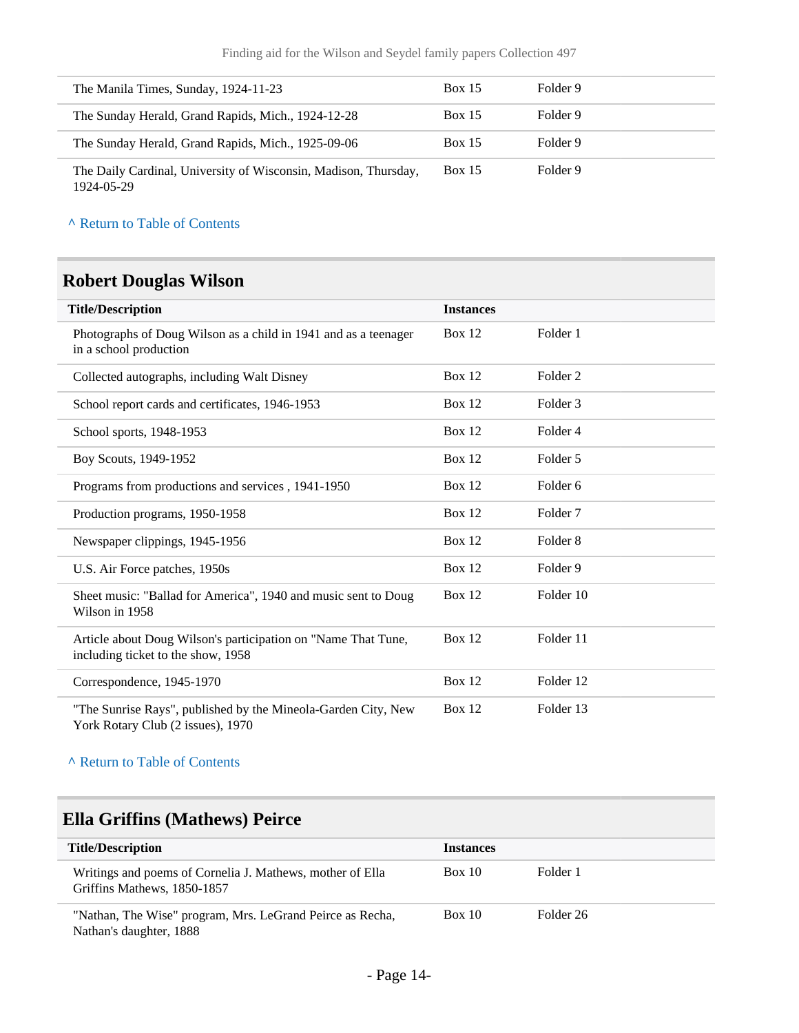| The Manila Times, Sunday, 1924-11-23 | Box 15 | Folder 9 |
|---|---|---|
| The Sunday Herald, Grand Rapids, Mich., 1924-12-28 | Box 15 | Folder 9 |
| The Sunday Herald, Grand Rapids, Mich., 1925-09-06 | Box 15 | Folder 9 |
| The Daily Cardinal, University of Wisconsin, Madison, Thursday, 1924-05-29 | Box 15 | Folder 9 |

^ Return to Table of Contents

## Robert Douglas Wilson

| Title/Description | Instances | |
|---|---|---|
| Photographs of Doug Wilson as a child in 1941 and as a teenager in a school production | Box 12 | Folder 1 |
| Collected autographs, including Walt Disney | Box 12 | Folder 2 |
| School report cards and certificates, 1946-1953 | Box 12 | Folder 3 |
| School sports, 1948-1953 | Box 12 | Folder 4 |
| Boy Scouts, 1949-1952 | Box 12 | Folder 5 |
| Programs from productions and services , 1941-1950 | Box 12 | Folder 6 |
| Production programs, 1950-1958 | Box 12 | Folder 7 |
| Newspaper clippings, 1945-1956 | Box 12 | Folder 8 |
| U.S. Air Force patches, 1950s | Box 12 | Folder 9 |
| Sheet music: "Ballad for America", 1940 and music sent to Doug Wilson in 1958 | Box 12 | Folder 10 |
| Article about Doug Wilson's participation on "Name That Tune, including ticket to the show, 1958 | Box 12 | Folder 11 |
| Correspondence, 1945-1970 | Box 12 | Folder 12 |
| "The Sunrise Rays", published by the Mineola-Garden City, New York Rotary Club (2 issues), 1970 | Box 12 | Folder 13 |

^ Return to Table of Contents

## Ella Griffins (Mathews) Peirce

| Title/Description | Instances | |
|---|---|---|
| Writings and poems of Cornelia J. Mathews, mother of Ella Griffins Mathews, 1850-1857 | Box 10 | Folder 1 |
| "Nathan, The Wise" program, Mrs. LeGrand Peirce as Recha, Nathan's daughter, 1888 | Box 10 | Folder 26 |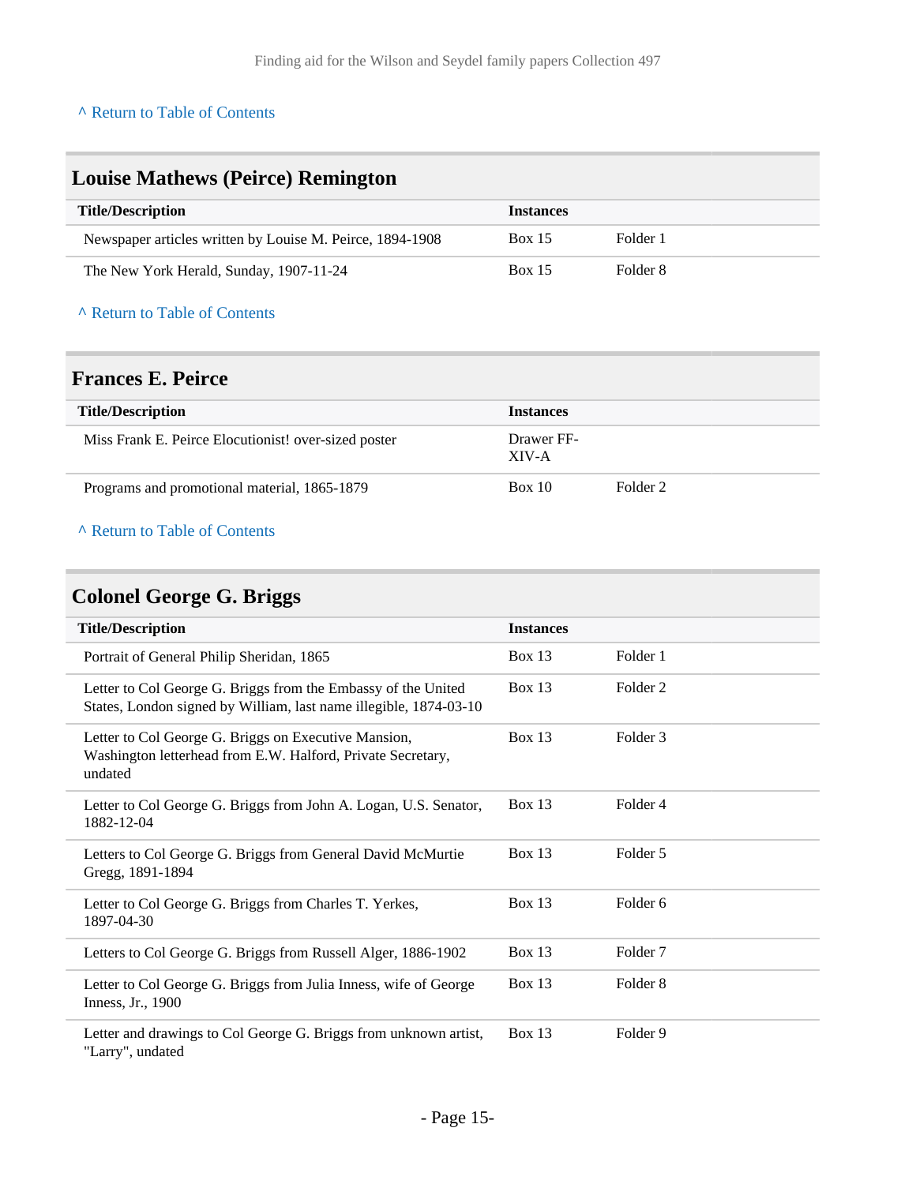^ Return to Table of Contents

## Louise Mathews (Peirce) Remington

| Title/Description | Instances | |
|---|---|---|
| Newspaper articles written by Louise M. Peirce, 1894-1908 | Box 15 | Folder 1 |
| The New York Herald, Sunday, 1907-11-24 | Box 15 | Folder 8 |

^ Return to Table of Contents

## Frances E. Peirce

| Title/Description | Instances | |
|---|---|---|
| Miss Frank E. Peirce Elocutionist! over-sized poster | Drawer FF-XIV-A | |
| Programs and promotional material, 1865-1879 | Box 10 | Folder 2 |

^ Return to Table of Contents

## Colonel George G. Briggs

| Title/Description | Instances | |
|---|---|---|
| Portrait of General Philip Sheridan, 1865 | Box 13 | Folder 1 |
| Letter to Col George G. Briggs from the Embassy of the United States, London signed by William, last name illegible, 1874-03-10 | Box 13 | Folder 2 |
| Letter to Col George G. Briggs on Executive Mansion, Washington letterhead from E.W. Halford, Private Secretary, undated | Box 13 | Folder 3 |
| Letter to Col George G. Briggs from John A. Logan, U.S. Senator, 1882-12-04 | Box 13 | Folder 4 |
| Letters to Col George G. Briggs from General David McMurtie Gregg, 1891-1894 | Box 13 | Folder 5 |
| Letter to Col George G. Briggs from Charles T. Yerkes, 1897-04-30 | Box 13 | Folder 6 |
| Letters to Col George G. Briggs from Russell Alger, 1886-1902 | Box 13 | Folder 7 |
| Letter to Col George G. Briggs from Julia Inness, wife of George Inness, Jr., 1900 | Box 13 | Folder 8 |
| Letter and drawings to Col George G. Briggs from unknown artist, "Larry", undated | Box 13 | Folder 9 |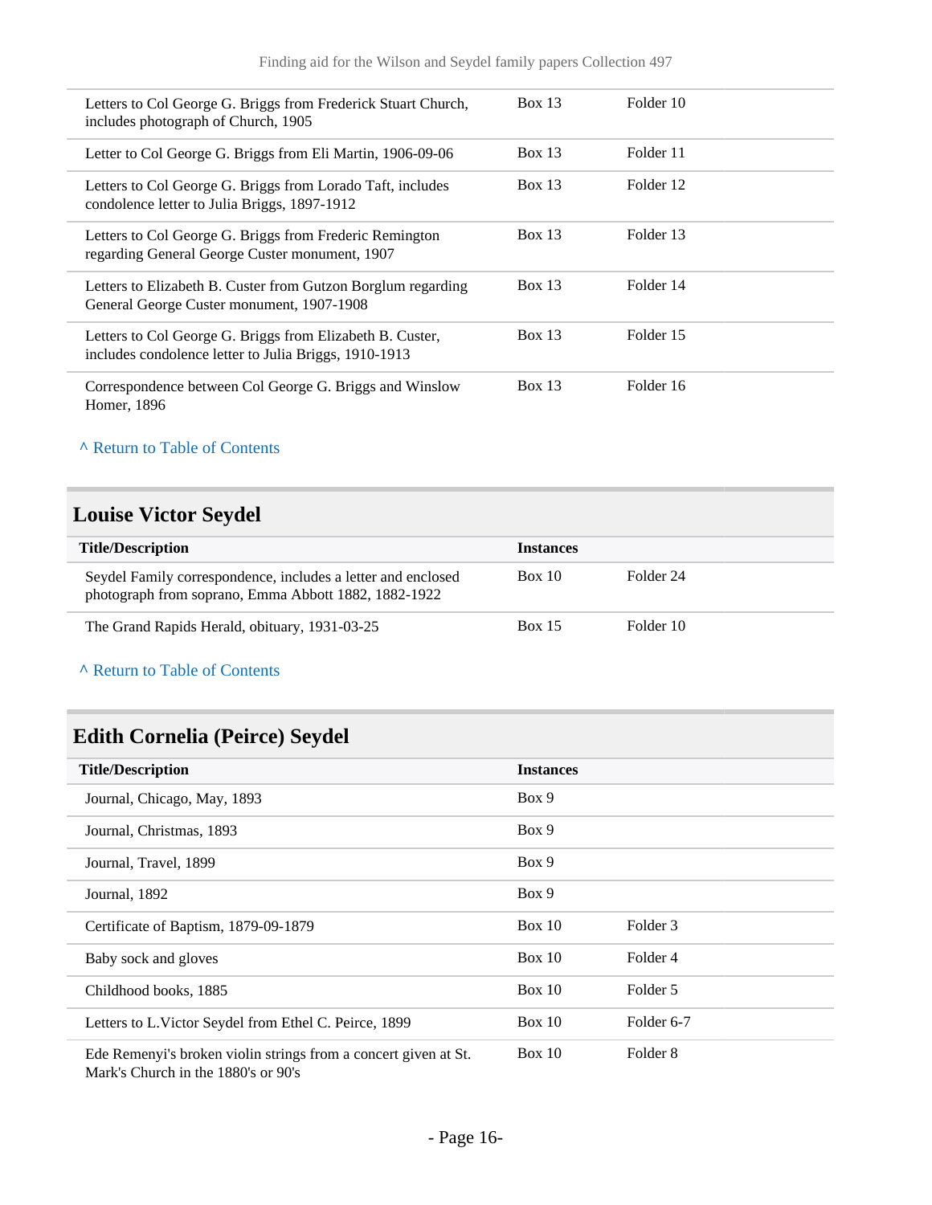| | | |
|---|---|---|
| Letters to Col George G. Briggs from Frederick Stuart Church, includes photograph of Church, 1905 | Box 13 | Folder 10 |
| Letter to Col George G. Briggs from Eli Martin, 1906-09-06 | Box 13 | Folder 11 |
| Letters to Col George G. Briggs from Lorado Taft, includes condolence letter to Julia Briggs, 1897-1912 | Box 13 | Folder 12 |
| Letters to Col George G. Briggs from Frederic Remington regarding General George Custer monument, 1907 | Box 13 | Folder 13 |
| Letters to Elizabeth B. Custer from Gutzon Borglum regarding General George Custer monument, 1907-1908 | Box 13 | Folder 14 |
| Letters to Col George G. Briggs from Elizabeth B. Custer, includes condolence letter to Julia Briggs, 1910-1913 | Box 13 | Folder 15 |
| Correspondence between Col George G. Briggs and Winslow Homer, 1896 | Box 13 | Folder 16 |

^ Return to Table of Contents

## Louise Victor Seydel

| Title/Description | Instances | |
|---|---|---|
| Seydel Family correspondence, includes a letter and enclosed photograph from soprano, Emma Abbott 1882, 1882-1922 | Box 10 | Folder 24 |
| The Grand Rapids Herald, obituary, 1931-03-25 | Box 15 | Folder 10 |

^ Return to Table of Contents

## Edith Cornelia (Peirce) Seydel

| Title/Description | Instances | |
|---|---|---|
| Journal, Chicago, May, 1893 | Box 9 | |
| Journal, Christmas, 1893 | Box 9 | |
| Journal, Travel, 1899 | Box 9 | |
| Journal, 1892 | Box 9 | |
| Certificate of Baptism, 1879-09-1879 | Box 10 | Folder 3 |
| Baby sock and gloves | Box 10 | Folder 4 |
| Childhood books, 1885 | Box 10 | Folder 5 |
| Letters to L.Victor Seydel from Ethel C. Peirce, 1899 | Box 10 | Folder 6-7 |
| Ede Remenyi's broken violin strings from a concert given at St. Mark's Church in the 1880's or 90's | Box 10 | Folder 8 |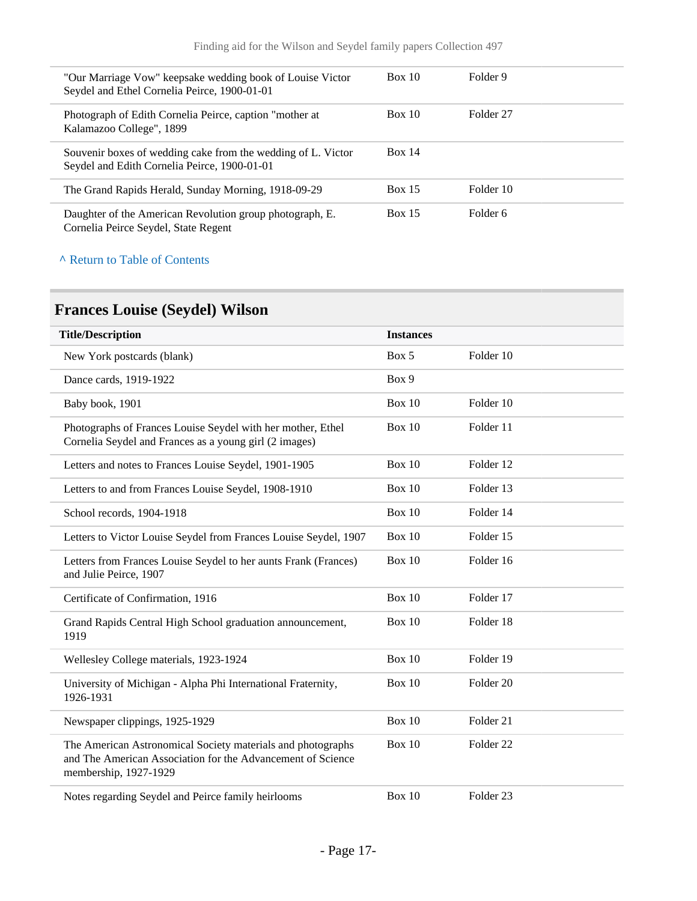| | | |
|---|---|---|
| "Our Marriage Vow" keepsake wedding book of Louise Victor Seydel and Ethel Cornelia Peirce, 1900-01-01 | Box 10 | Folder 9 |
| Photograph of Edith Cornelia Peirce, caption "mother at Kalamazoo College", 1899 | Box 10 | Folder 27 |
| Souvenir boxes of wedding cake from the wedding of L. Victor Seydel and Edith Cornelia Peirce, 1900-01-01 | Box 14 | |
| The Grand Rapids Herald, Sunday Morning, 1918-09-29 | Box 15 | Folder 10 |
| Daughter of the American Revolution group photograph, E. Cornelia Peirce Seydel, State Regent | Box 15 | Folder 6 |

^ Return to Table of Contents

## Frances Louise (Seydel) Wilson

| Title/Description | Instances | |
|---|---|---|
| New York postcards (blank) | Box 5 | Folder 10 |
| Dance cards, 1919-1922 | Box 9 | |
| Baby book, 1901 | Box 10 | Folder 10 |
| Photographs of Frances Louise Seydel with her mother, Ethel Cornelia Seydel and Frances as a young girl (2 images) | Box 10 | Folder 11 |
| Letters and notes to Frances Louise Seydel, 1901-1905 | Box 10 | Folder 12 |
| Letters to and from Frances Louise Seydel, 1908-1910 | Box 10 | Folder 13 |
| School records, 1904-1918 | Box 10 | Folder 14 |
| Letters to Victor Louise Seydel from Frances Louise Seydel, 1907 | Box 10 | Folder 15 |
| Letters from Frances Louise Seydel to her aunts Frank (Frances) and Julie Peirce, 1907 | Box 10 | Folder 16 |
| Certificate of Confirmation, 1916 | Box 10 | Folder 17 |
| Grand Rapids Central High School graduation announcement, 1919 | Box 10 | Folder 18 |
| Wellesley College materials, 1923-1924 | Box 10 | Folder 19 |
| University of Michigan - Alpha Phi International Fraternity, 1926-1931 | Box 10 | Folder 20 |
| Newspaper clippings, 1925-1929 | Box 10 | Folder 21 |
| The American Astronomical Society materials and photographs and The American Association for the Advancement of Science membership, 1927-1929 | Box 10 | Folder 22 |
| Notes regarding Seydel and Peirce family heirlooms | Box 10 | Folder 23 |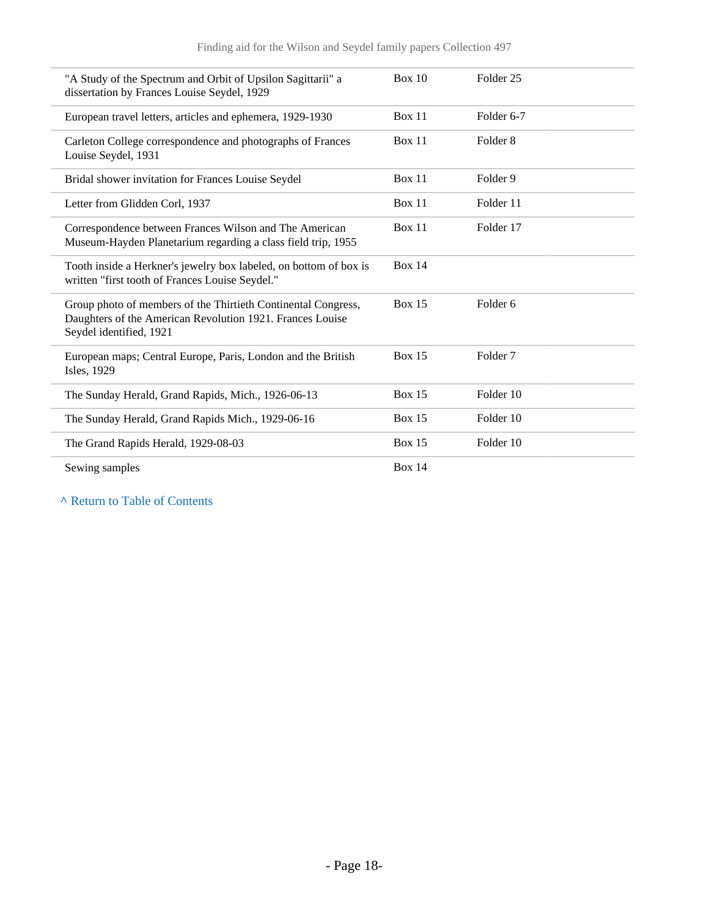| | | |
|---|---|---|
| "A Study of the Spectrum and Orbit of Upsilon Sagittarii" a dissertation by Frances Louise Seydel, 1929 | Box 10 | Folder 25 |
| European travel letters, articles and ephemera, 1929-1930 | Box 11 | Folder 6-7 |
| Carleton College correspondence and photographs of Frances Louise Seydel, 1931 | Box 11 | Folder 8 |
| Bridal shower invitation for Frances Louise Seydel | Box 11 | Folder 9 |
| Letter from Glidden Corl, 1937 | Box 11 | Folder 11 |
| Correspondence between Frances Wilson and The American Museum-Hayden Planetarium regarding a class field trip, 1955 | Box 11 | Folder 17 |
| Tooth inside a Herkner's jewelry box labeled, on bottom of box is written "first tooth of Frances Louise Seydel." | Box 14 | |
| Group photo of members of the Thirtieth Continental Congress, Daughters of the American Revolution 1921. Frances Louise Seydel identified, 1921 | Box 15 | Folder 6 |
| European maps; Central Europe, Paris, London and the British Isles, 1929 | Box 15 | Folder 7 |
| The Sunday Herald, Grand Rapids, Mich., 1926-06-13 | Box 15 | Folder 10 |
| The Sunday Herald, Grand Rapids Mich., 1929-06-16 | Box 15 | Folder 10 |
| The Grand Rapids Herald, 1929-08-03 | Box 15 | Folder 10 |
| Sewing samples | Box 14 | |

^ Return to Table of Contents